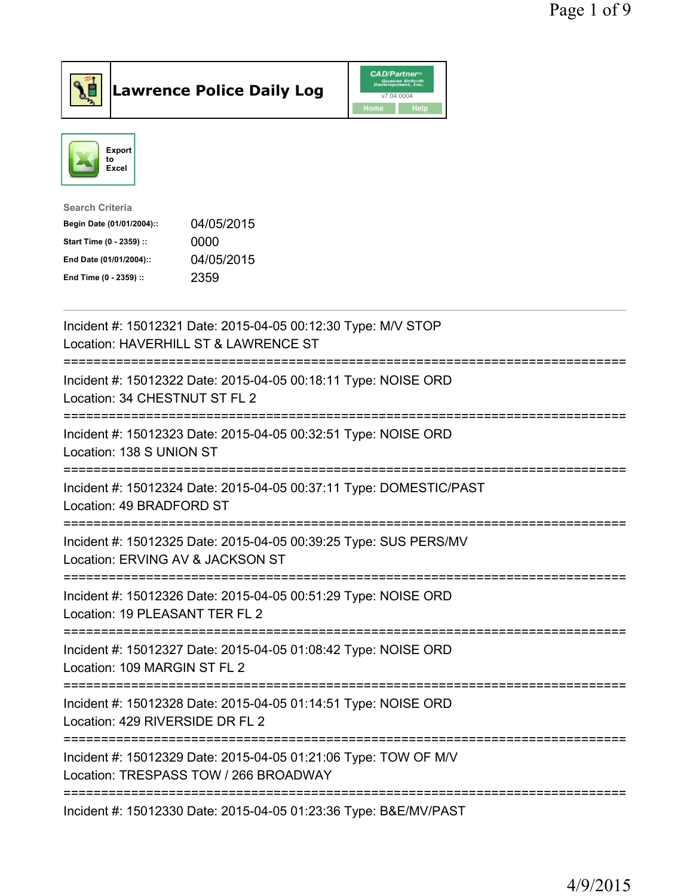# Lawrence Police Daily Log

Export to Excel

**Search Criteria**

| | |
|---|---|
| **Begin Date (01/01/2004)::** | 04/05/2015 |
| **Start Time (0 - 2359) ::** | 0000 |
| **End Date (01/01/2004)::** | 04/05/2015 |
| **End Time (0 - 2359) ::** | 2359 |

---

Incident #: 15012321 Date: 2015-04-05 00:12:30 Type: M/V STOP
Location: HAVERHILL ST & LAWRENCE ST

===========================================================================

Incident #: 15012322 Date: 2015-04-05 00:18:11 Type: NOISE ORD
Location: 34 CHESTNUT ST FL 2

===========================================================================

Incident #: 15012323 Date: 2015-04-05 00:32:51 Type: NOISE ORD
Location: 138 S UNION ST

===========================================================================

Incident #: 15012324 Date: 2015-04-05 00:37:11 Type: DOMESTIC/PAST
Location: 49 BRADFORD ST

===========================================================================

Incident #: 15012325 Date: 2015-04-05 00:39:25 Type: SUS PERS/MV
Location: ERVING AV & JACKSON ST

===========================================================================

Incident #: 15012326 Date: 2015-04-05 00:51:29 Type: NOISE ORD
Location: 19 PLEASANT TER FL 2

===========================================================================

Incident #: 15012327 Date: 2015-04-05 01:08:42 Type: NOISE ORD
Location: 109 MARGIN ST FL 2

===========================================================================

Incident #: 15012328 Date: 2015-04-05 01:14:51 Type: NOISE ORD
Location: 429 RIVERSIDE DR FL 2

===========================================================================

Incident #: 15012329 Date: 2015-04-05 01:21:06 Type: TOW OF M/V
Location: TRESPASS TOW / 266 BROADWAY

===========================================================================

Incident #: 15012330 Date: 2015-04-05 01:23:36 Type: B&E/MV/PAST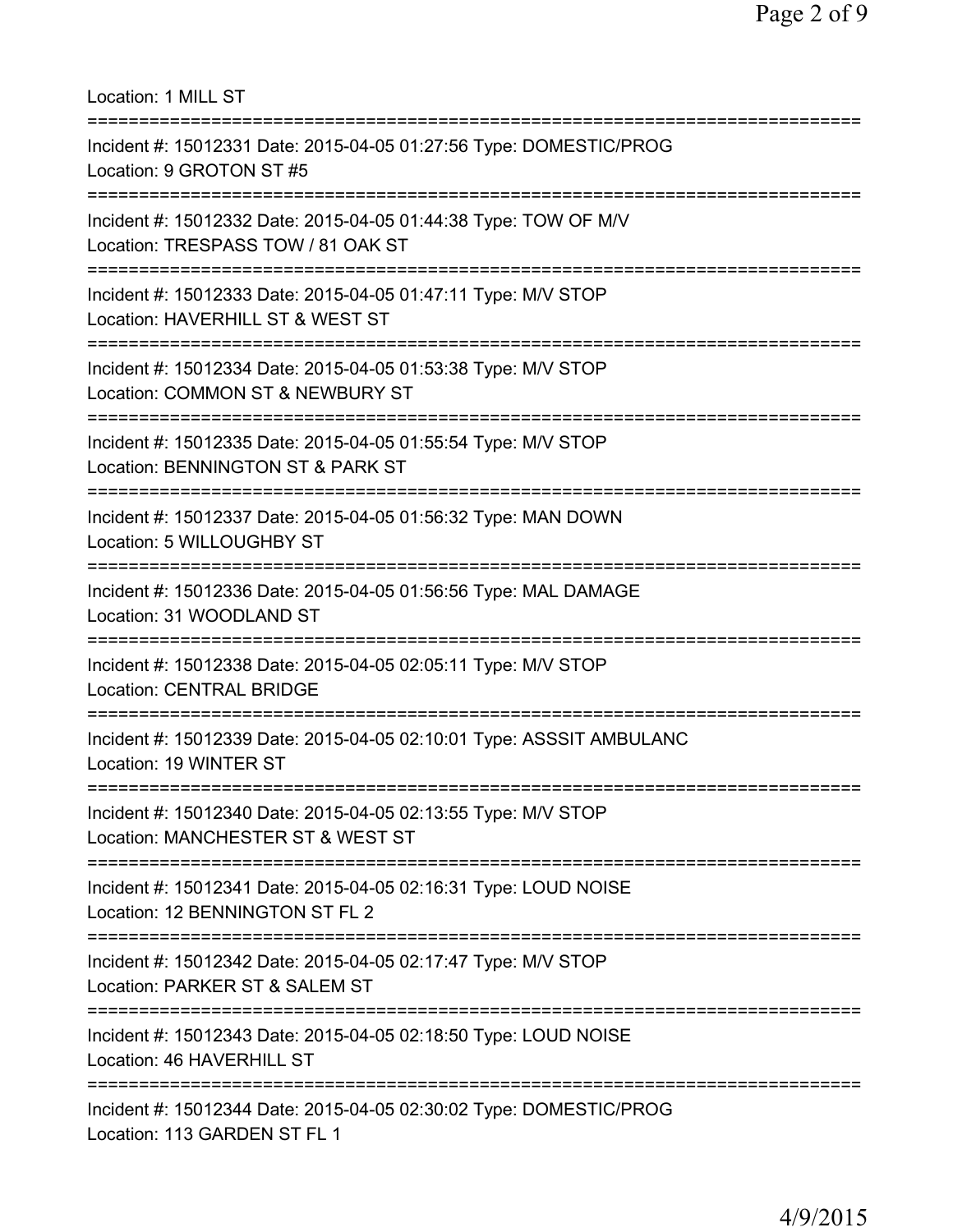Location: 1 MILL ST

===========================================================================

Incident #: 15012331 Date: 2015-04-05 01:27:56 Type: DOMESTIC/PROG
Location: 9 GROTON ST #5

===========================================================================

Incident #: 15012332 Date: 2015-04-05 01:44:38 Type: TOW OF M/V
Location: TRESPASS TOW / 81 OAK ST

===========================================================================

Incident #: 15012333 Date: 2015-04-05 01:47:11 Type: M/V STOP
Location: HAVERHILL ST & WEST ST

===========================================================================

Incident #: 15012334 Date: 2015-04-05 01:53:38 Type: M/V STOP
Location: COMMON ST & NEWBURY ST

===========================================================================

Incident #: 15012335 Date: 2015-04-05 01:55:54 Type: M/V STOP
Location: BENNINGTON ST & PARK ST

===========================================================================

Incident #: 15012337 Date: 2015-04-05 01:56:32 Type: MAN DOWN
Location: 5 WILLOUGHBY ST

===========================================================================

Incident #: 15012336 Date: 2015-04-05 01:56:56 Type: MAL DAMAGE
Location: 31 WOODLAND ST

===========================================================================

Incident #: 15012338 Date: 2015-04-05 02:05:11 Type: M/V STOP
Location: CENTRAL BRIDGE

===========================================================================

Incident #: 15012339 Date: 2015-04-05 02:10:01 Type: ASSSIT AMBULANC
Location: 19 WINTER ST

===========================================================================

Incident #: 15012340 Date: 2015-04-05 02:13:55 Type: M/V STOP
Location: MANCHESTER ST & WEST ST

===========================================================================

Incident #: 15012341 Date: 2015-04-05 02:16:31 Type: LOUD NOISE
Location: 12 BENNINGTON ST FL 2

===========================================================================

Incident #: 15012342 Date: 2015-04-05 02:17:47 Type: M/V STOP
Location: PARKER ST & SALEM ST

===========================================================================

Incident #: 15012343 Date: 2015-04-05 02:18:50 Type: LOUD NOISE
Location: 46 HAVERHILL ST

===========================================================================

Incident #: 15012344 Date: 2015-04-05 02:30:02 Type: DOMESTIC/PROG
Location: 113 GARDEN ST FL 1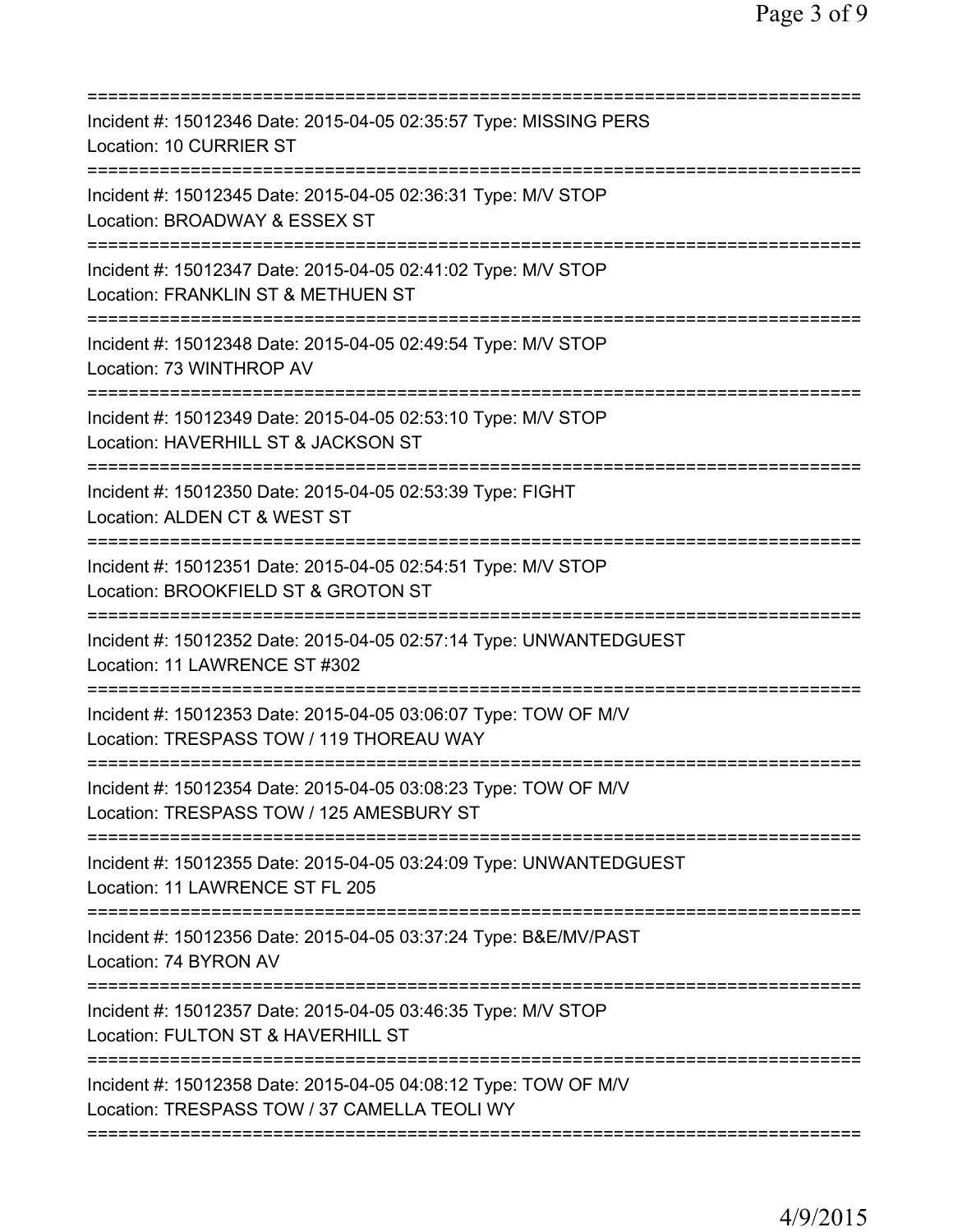===========================================================================
Incident #: 15012346 Date: 2015-04-05 02:35:57 Type: MISSING PERS
Location: 10 CURRIER ST
===========================================================================
Incident #: 15012345 Date: 2015-04-05 02:36:31 Type: M/V STOP
Location: BROADWAY & ESSEX ST
===========================================================================
Incident #: 15012347 Date: 2015-04-05 02:41:02 Type: M/V STOP
Location: FRANKLIN ST & METHUEN ST
===========================================================================
Incident #: 15012348 Date: 2015-04-05 02:49:54 Type: M/V STOP
Location: 73 WINTHROP AV
===========================================================================
Incident #: 15012349 Date: 2015-04-05 02:53:10 Type: M/V STOP
Location: HAVERHILL ST & JACKSON ST
===========================================================================
Incident #: 15012350 Date: 2015-04-05 02:53:39 Type: FIGHT
Location: ALDEN CT & WEST ST
===========================================================================
Incident #: 15012351 Date: 2015-04-05 02:54:51 Type: M/V STOP
Location: BROOKFIELD ST & GROTON ST
===========================================================================
Incident #: 15012352 Date: 2015-04-05 02:57:14 Type: UNWANTEDGUEST
Location: 11 LAWRENCE ST #302
===========================================================================
Incident #: 15012353 Date: 2015-04-05 03:06:07 Type: TOW OF M/V
Location: TRESPASS TOW / 119 THOREAU WAY
===========================================================================
Incident #: 15012354 Date: 2015-04-05 03:08:23 Type: TOW OF M/V
Location: TRESPASS TOW / 125 AMESBURY ST
===========================================================================
Incident #: 15012355 Date: 2015-04-05 03:24:09 Type: UNWANTEDGUEST
Location: 11 LAWRENCE ST FL 205
===========================================================================
Incident #: 15012356 Date: 2015-04-05 03:37:24 Type: B&E/MV/PAST
Location: 74 BYRON AV
===========================================================================
Incident #: 15012357 Date: 2015-04-05 03:46:35 Type: M/V STOP
Location: FULTON ST & HAVERHILL ST
===========================================================================
Incident #: 15012358 Date: 2015-04-05 04:08:12 Type: TOW OF M/V
Location: TRESPASS TOW / 37 CAMELLA TEOLI WY
===========================================================================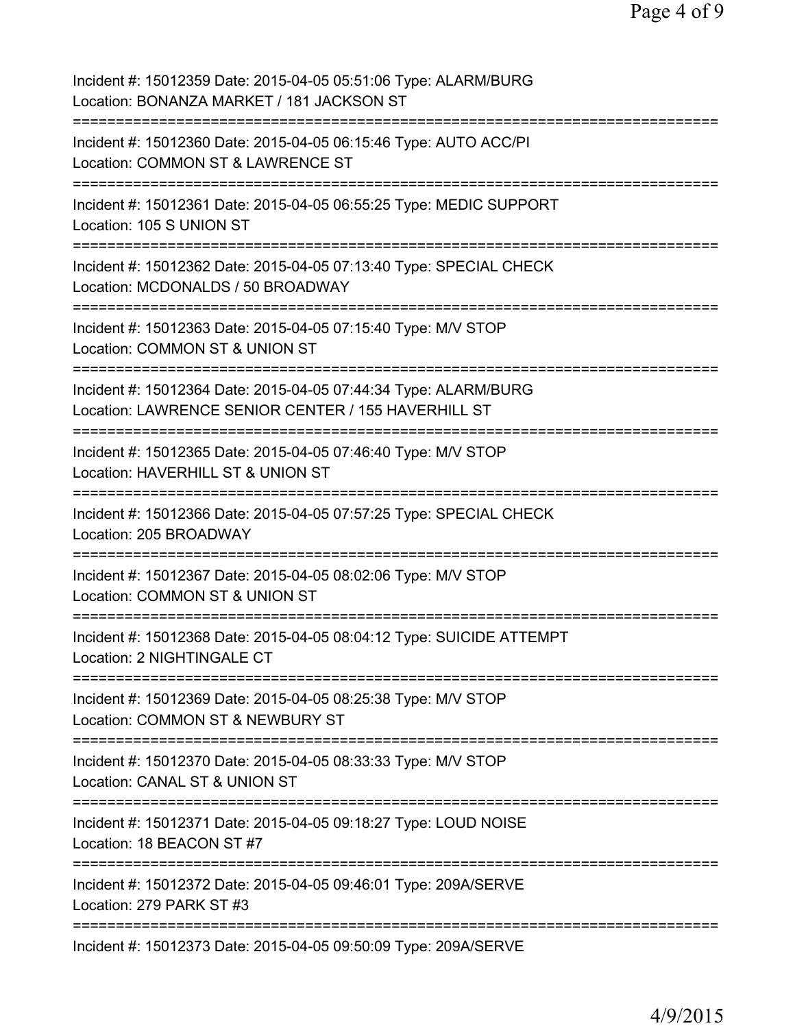Incident #: 15012359 Date: 2015-04-05 05:51:06 Type: ALARM/BURG
Location: BONANZA MARKET / 181 JACKSON ST

===========================================================================

Incident #: 15012360 Date: 2015-04-05 06:15:46 Type: AUTO ACC/PI
Location: COMMON ST & LAWRENCE ST

===========================================================================

Incident #: 15012361 Date: 2015-04-05 06:55:25 Type: MEDIC SUPPORT
Location: 105 S UNION ST

===========================================================================

Incident #: 15012362 Date: 2015-04-05 07:13:40 Type: SPECIAL CHECK
Location: MCDONALDS / 50 BROADWAY

===========================================================================

Incident #: 15012363 Date: 2015-04-05 07:15:40 Type: M/V STOP
Location: COMMON ST & UNION ST

===========================================================================

Incident #: 15012364 Date: 2015-04-05 07:44:34 Type: ALARM/BURG
Location: LAWRENCE SENIOR CENTER / 155 HAVERHILL ST

===========================================================================

Incident #: 15012365 Date: 2015-04-05 07:46:40 Type: M/V STOP
Location: HAVERHILL ST & UNION ST

===========================================================================

Incident #: 15012366 Date: 2015-04-05 07:57:25 Type: SPECIAL CHECK
Location: 205 BROADWAY

===========================================================================

Incident #: 15012367 Date: 2015-04-05 08:02:06 Type: M/V STOP
Location: COMMON ST & UNION ST

===========================================================================

Incident #: 15012368 Date: 2015-04-05 08:04:12 Type: SUICIDE ATTEMPT
Location: 2 NIGHTINGALE CT

===========================================================================

Incident #: 15012369 Date: 2015-04-05 08:25:38 Type: M/V STOP
Location: COMMON ST & NEWBURY ST

===========================================================================

Incident #: 15012370 Date: 2015-04-05 08:33:33 Type: M/V STOP
Location: CANAL ST & UNION ST

===========================================================================

Incident #: 15012371 Date: 2015-04-05 09:18:27 Type: LOUD NOISE
Location: 18 BEACON ST #7

===========================================================================

Incident #: 15012372 Date: 2015-04-05 09:46:01 Type: 209A/SERVE
Location: 279 PARK ST #3

===========================================================================

Incident #: 15012373 Date: 2015-04-05 09:50:09 Type: 209A/SERVE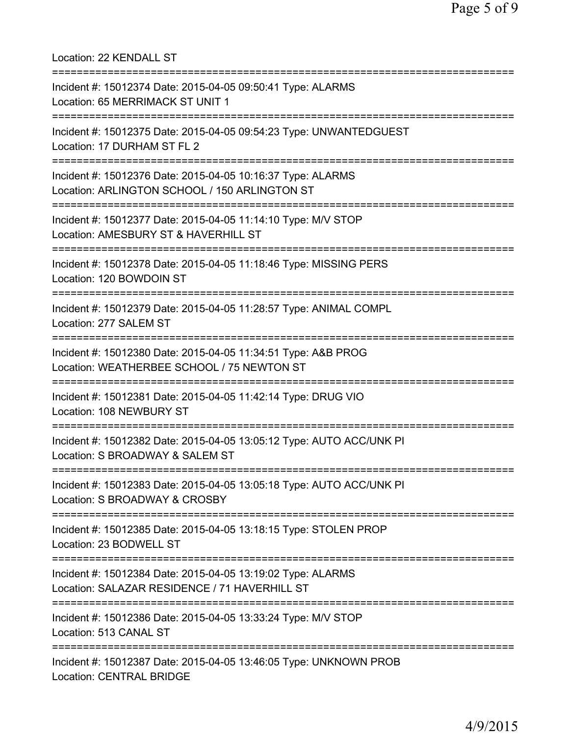Location: 22 KENDALL ST

===========================================================================

Incident #: 15012374 Date: 2015-04-05 09:50:41 Type: ALARMS
Location: 65 MERRIMACK ST UNIT 1

===========================================================================

Incident #: 15012375 Date: 2015-04-05 09:54:23 Type: UNWANTEDGUEST
Location: 17 DURHAM ST FL 2

===========================================================================

Incident #: 15012376 Date: 2015-04-05 10:16:37 Type: ALARMS
Location: ARLINGTON SCHOOL / 150 ARLINGTON ST

===========================================================================

Incident #: 15012377 Date: 2015-04-05 11:14:10 Type: M/V STOP
Location: AMESBURY ST & HAVERHILL ST

===========================================================================

Incident #: 15012378 Date: 2015-04-05 11:18:46 Type: MISSING PERS
Location: 120 BOWDOIN ST

===========================================================================

Incident #: 15012379 Date: 2015-04-05 11:28:57 Type: ANIMAL COMPL
Location: 277 SALEM ST

===========================================================================

Incident #: 15012380 Date: 2015-04-05 11:34:51 Type: A&B PROG
Location: WEATHERBEE SCHOOL / 75 NEWTON ST

===========================================================================

Incident #: 15012381 Date: 2015-04-05 11:42:14 Type: DRUG VIO
Location: 108 NEWBURY ST

===========================================================================

Incident #: 15012382 Date: 2015-04-05 13:05:12 Type: AUTO ACC/UNK PI
Location: S BROADWAY & SALEM ST

===========================================================================

Incident #: 15012383 Date: 2015-04-05 13:05:18 Type: AUTO ACC/UNK PI
Location: S BROADWAY & CROSBY

===========================================================================

Incident #: 15012385 Date: 2015-04-05 13:18:15 Type: STOLEN PROP
Location: 23 BODWELL ST

===========================================================================

Incident #: 15012384 Date: 2015-04-05 13:19:02 Type: ALARMS
Location: SALAZAR RESIDENCE / 71 HAVERHILL ST

===========================================================================

Incident #: 15012386 Date: 2015-04-05 13:33:24 Type: M/V STOP
Location: 513 CANAL ST

===========================================================================

Incident #: 15012387 Date: 2015-04-05 13:46:05 Type: UNKNOWN PROB
Location: CENTRAL BRIDGE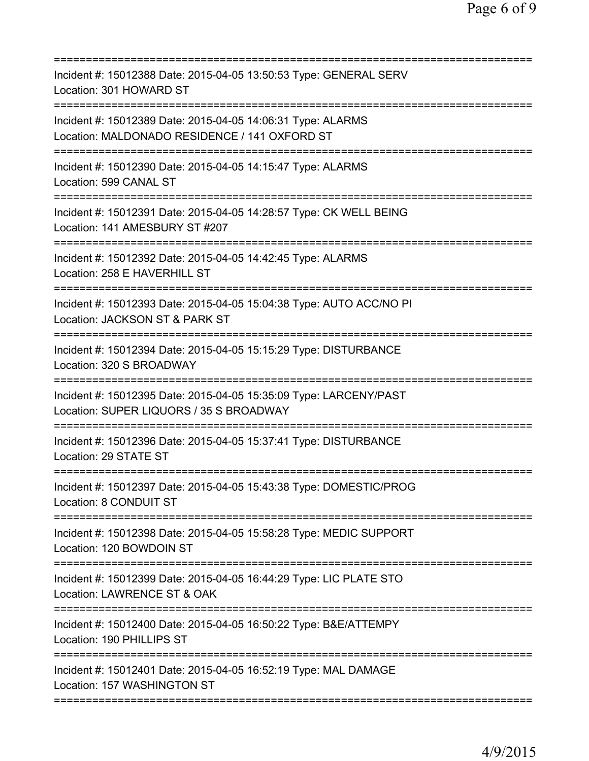===========================================================================

Incident #: 15012388 Date: 2015-04-05 13:50:53 Type: GENERAL SERV
Location: 301 HOWARD ST

===========================================================================

Incident #: 15012389 Date: 2015-04-05 14:06:31 Type: ALARMS
Location: MALDONADO RESIDENCE / 141 OXFORD ST

===========================================================================

Incident #: 15012390 Date: 2015-04-05 14:15:47 Type: ALARMS
Location: 599 CANAL ST

===========================================================================

Incident #: 15012391 Date: 2015-04-05 14:28:57 Type: CK WELL BEING
Location: 141 AMESBURY ST #207

===========================================================================

Incident #: 15012392 Date: 2015-04-05 14:42:45 Type: ALARMS
Location: 258 E HAVERHILL ST

===========================================================================

Incident #: 15012393 Date: 2015-04-05 15:04:38 Type: AUTO ACC/NO PI
Location: JACKSON ST & PARK ST

===========================================================================

Incident #: 15012394 Date: 2015-04-05 15:15:29 Type: DISTURBANCE
Location: 320 S BROADWAY

===========================================================================

Incident #: 15012395 Date: 2015-04-05 15:35:09 Type: LARCENY/PAST
Location: SUPER LIQUORS / 35 S BROADWAY

===========================================================================

Incident #: 15012396 Date: 2015-04-05 15:37:41 Type: DISTURBANCE
Location: 29 STATE ST

===========================================================================

Incident #: 15012397 Date: 2015-04-05 15:43:38 Type: DOMESTIC/PROG
Location: 8 CONDUIT ST

===========================================================================

Incident #: 15012398 Date: 2015-04-05 15:58:28 Type: MEDIC SUPPORT
Location: 120 BOWDOIN ST

===========================================================================

Incident #: 15012399 Date: 2015-04-05 16:44:29 Type: LIC PLATE STO
Location: LAWRENCE ST & OAK

===========================================================================

Incident #: 15012400 Date: 2015-04-05 16:50:22 Type: B&E/ATTEMPY
Location: 190 PHILLIPS ST

===========================================================================

Incident #: 15012401 Date: 2015-04-05 16:52:19 Type: MAL DAMAGE
Location: 157 WASHINGTON ST

===========================================================================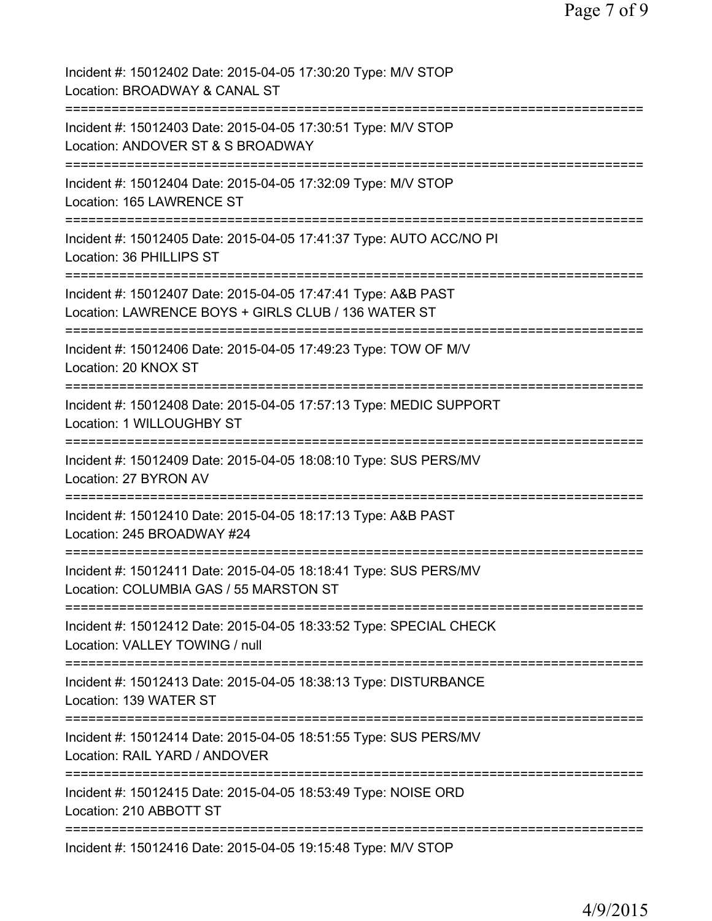Incident #: 15012402 Date: 2015-04-05 17:30:20 Type: M/V STOP
Location: BROADWAY & CANAL ST
===========================================================================
Incident #: 15012403 Date: 2015-04-05 17:30:51 Type: M/V STOP
Location: ANDOVER ST & S BROADWAY
===========================================================================
Incident #: 15012404 Date: 2015-04-05 17:32:09 Type: M/V STOP
Location: 165 LAWRENCE ST
===========================================================================
Incident #: 15012405 Date: 2015-04-05 17:41:37 Type: AUTO ACC/NO PI
Location: 36 PHILLIPS ST
===========================================================================
Incident #: 15012407 Date: 2015-04-05 17:47:41 Type: A&B PAST
Location: LAWRENCE BOYS + GIRLS CLUB / 136 WATER ST
===========================================================================
Incident #: 15012406 Date: 2015-04-05 17:49:23 Type: TOW OF M/V
Location: 20 KNOX ST
===========================================================================
Incident #: 15012408 Date: 2015-04-05 17:57:13 Type: MEDIC SUPPORT
Location: 1 WILLOUGHBY ST
===========================================================================
Incident #: 15012409 Date: 2015-04-05 18:08:10 Type: SUS PERS/MV
Location: 27 BYRON AV
===========================================================================
Incident #: 15012410 Date: 2015-04-05 18:17:13 Type: A&B PAST
Location: 245 BROADWAY #24
===========================================================================
Incident #: 15012411 Date: 2015-04-05 18:18:41 Type: SUS PERS/MV
Location: COLUMBIA GAS / 55 MARSTON ST
===========================================================================
Incident #: 15012412 Date: 2015-04-05 18:33:52 Type: SPECIAL CHECK
Location: VALLEY TOWING / null
===========================================================================
Incident #: 15012413 Date: 2015-04-05 18:38:13 Type: DISTURBANCE
Location: 139 WATER ST
===========================================================================
Incident #: 15012414 Date: 2015-04-05 18:51:55 Type: SUS PERS/MV
Location: RAIL YARD / ANDOVER
===========================================================================
Incident #: 15012415 Date: 2015-04-05 18:53:49 Type: NOISE ORD
Location: 210 ABBOTT ST
===========================================================================
Incident #: 15012416 Date: 2015-04-05 19:15:48 Type: M/V STOP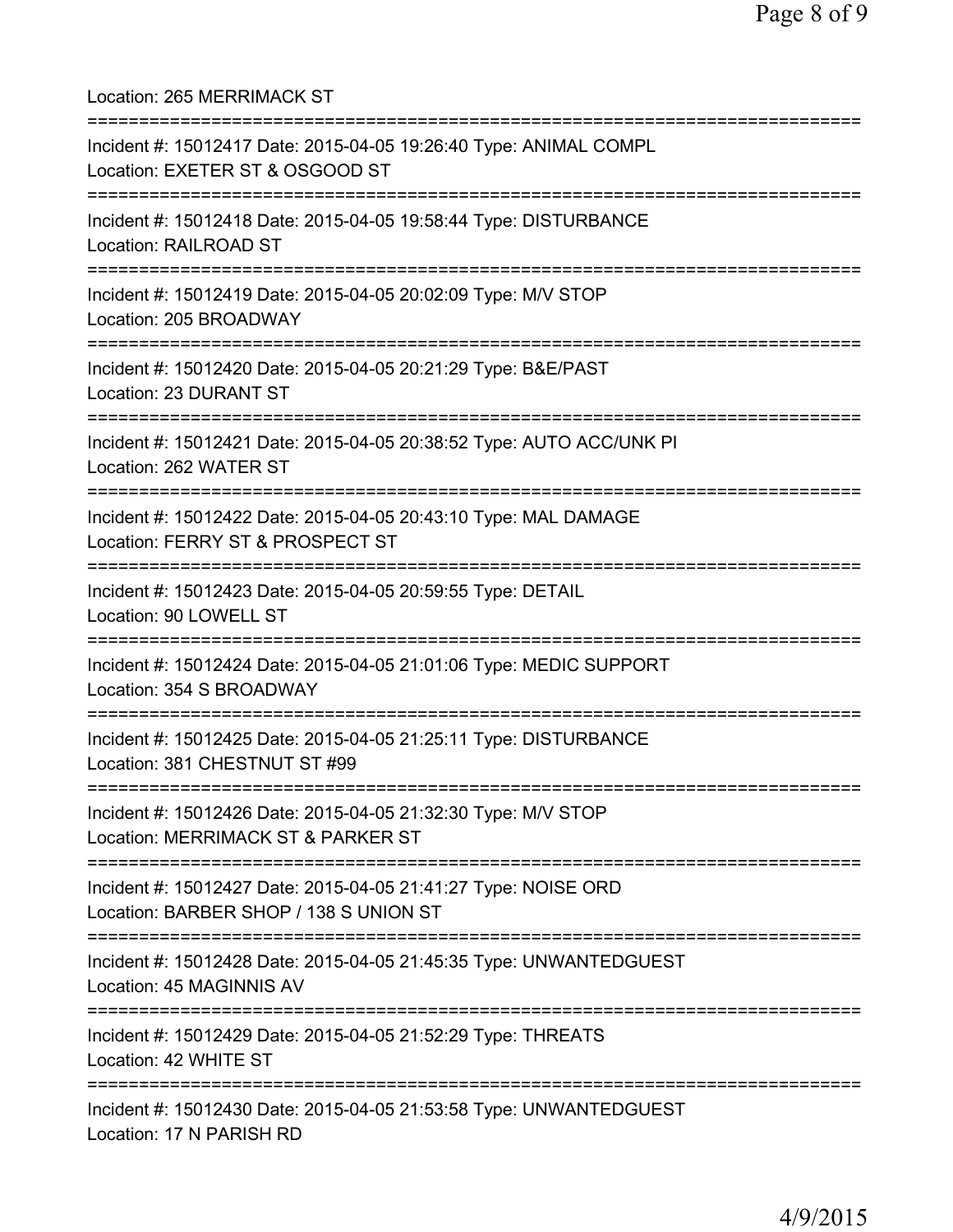Location: 265 MERRIMACK ST

===========================================================================

Incident #: 15012417 Date: 2015-04-05 19:26:40 Type: ANIMAL COMPL
Location: EXETER ST & OSGOOD ST

===========================================================================

Incident #: 15012418 Date: 2015-04-05 19:58:44 Type: DISTURBANCE
Location: RAILROAD ST

===========================================================================

Incident #: 15012419 Date: 2015-04-05 20:02:09 Type: M/V STOP
Location: 205 BROADWAY

===========================================================================

Incident #: 15012420 Date: 2015-04-05 20:21:29 Type: B&E/PAST
Location: 23 DURANT ST

===========================================================================

Incident #: 15012421 Date: 2015-04-05 20:38:52 Type: AUTO ACC/UNK PI
Location: 262 WATER ST

===========================================================================

Incident #: 15012422 Date: 2015-04-05 20:43:10 Type: MAL DAMAGE
Location: FERRY ST & PROSPECT ST

===========================================================================

Incident #: 15012423 Date: 2015-04-05 20:59:55 Type: DETAIL
Location: 90 LOWELL ST

===========================================================================

Incident #: 15012424 Date: 2015-04-05 21:01:06 Type: MEDIC SUPPORT
Location: 354 S BROADWAY

===========================================================================

Incident #: 15012425 Date: 2015-04-05 21:25:11 Type: DISTURBANCE
Location: 381 CHESTNUT ST #99

===========================================================================

Incident #: 15012426 Date: 2015-04-05 21:32:30 Type: M/V STOP
Location: MERRIMACK ST & PARKER ST

===========================================================================

Incident #: 15012427 Date: 2015-04-05 21:41:27 Type: NOISE ORD
Location: BARBER SHOP / 138 S UNION ST

===========================================================================

Incident #: 15012428 Date: 2015-04-05 21:45:35 Type: UNWANTEDGUEST
Location: 45 MAGINNIS AV

===========================================================================

Incident #: 15012429 Date: 2015-04-05 21:52:29 Type: THREATS
Location: 42 WHITE ST

===========================================================================

Incident #: 15012430 Date: 2015-04-05 21:53:58 Type: UNWANTEDGUEST
Location: 17 N PARISH RD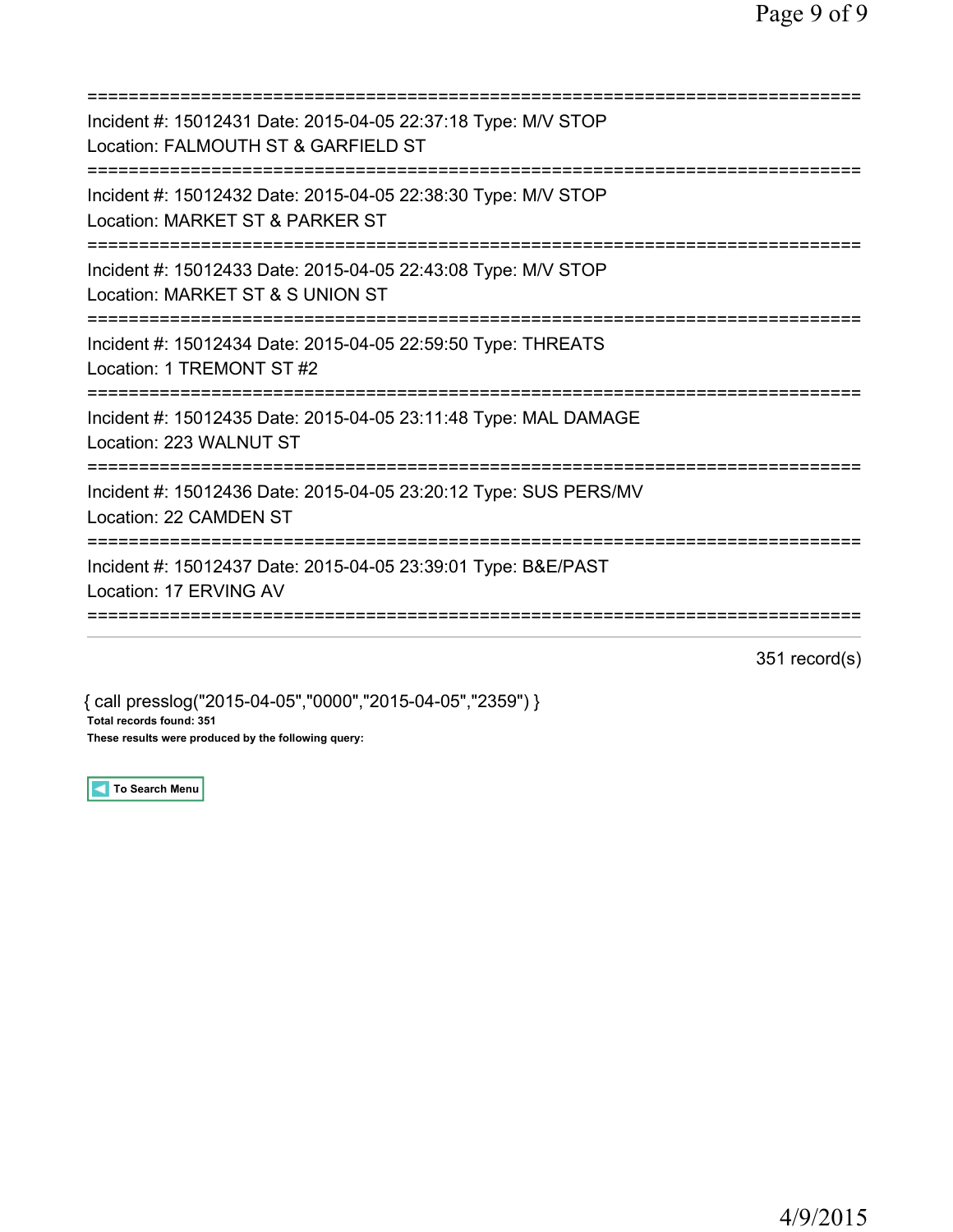===========================================================================

Incident #: 15012431 Date: 2015-04-05 22:37:18 Type: M/V STOP
Location: FALMOUTH ST & GARFIELD ST

===========================================================================

Incident #: 15012432 Date: 2015-04-05 22:38:30 Type: M/V STOP
Location: MARKET ST & PARKER ST

===========================================================================

Incident #: 15012433 Date: 2015-04-05 22:43:08 Type: M/V STOP
Location: MARKET ST & S UNION ST

===========================================================================

Incident #: 15012434 Date: 2015-04-05 22:59:50 Type: THREATS
Location: 1 TREMONT ST #2

===========================================================================

Incident #: 15012435 Date: 2015-04-05 23:11:48 Type: MAL DAMAGE
Location: 223 WALNUT ST

===========================================================================

Incident #: 15012436 Date: 2015-04-05 23:20:12 Type: SUS PERS/MV
Location: 22 CAMDEN ST

===========================================================================

Incident #: 15012437 Date: 2015-04-05 23:39:01 Type: B&E/PAST
Location: 17 ERVING AV

===========================================================================

351 record(s)

{ call presslog("2015-04-05","0000","2015-04-05","2359") }

**Total records found: 351**

**These results were produced by the following query:**

To Search Menu